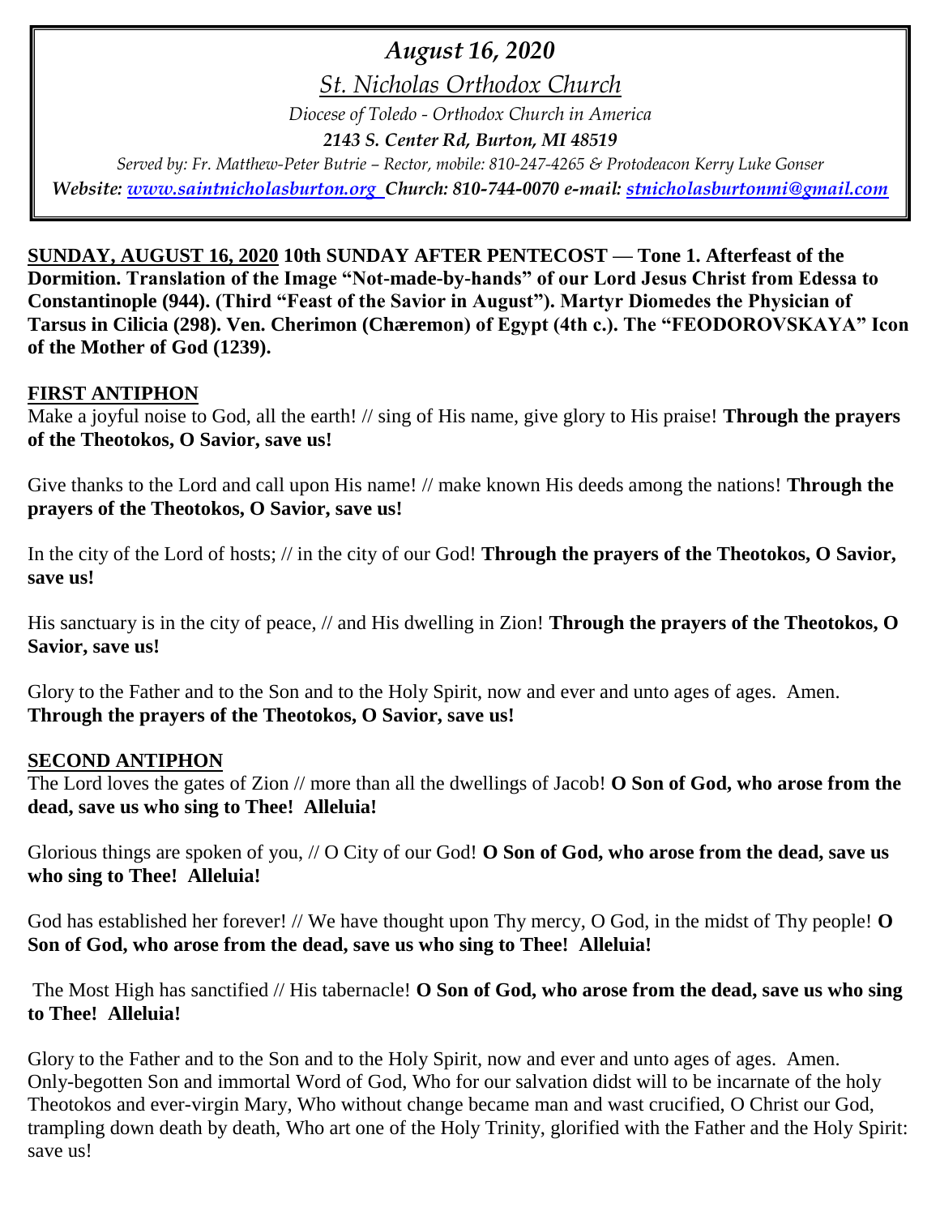*August 16, 2020*

*St. Nicholas Orthodox Church*

*Diocese of Toledo - Orthodox Church in America*

***2143 S. Center Rd, Burton, MI 48519***

*Served by: Fr. Matthew-Peter Butrie – Rector, mobile: 810-247-4265 & Protodeacon Kerry Luke Gonser*

***Website: [www.saintnicholasburton.org](www.saintnicholasburton.org) Church: 810-744-0070 e-mail: [stnicholasburtonmi@gmail.com](mailto:stnicholasburtonmi@gmail.com)***

**SUNDAY, AUGUST 16, 2020 10th SUNDAY AFTER PENTECOST — Tone 1. Afterfeast of the Dormition. Translation of the Image "Not-made-by-hands" of our Lord Jesus Christ from Edessa to Constantinople (944). (Third "Feast of the Savior in August"). Martyr Diomedes the Physician of Tarsus in Cilicia (298). Ven. Cherimon (Chæremon) of Egypt (4th c.). The "FEODOROVSKAYA" Icon of the Mother of God (1239).**

**FIRST ANTIPHON**

Make a joyful noise to God, all the earth! // sing of His name, give glory to His praise! **Through the prayers of the Theotokos, O Savior, save us!**

Give thanks to the Lord and call upon His name! // make known His deeds among the nations! **Through the prayers of the Theotokos, O Savior, save us!**

In the city of the Lord of hosts; // in the city of our God! **Through the prayers of the Theotokos, O Savior, save us!**

His sanctuary is in the city of peace, // and His dwelling in Zion! **Through the prayers of the Theotokos, O Savior, save us!**

Glory to the Father and to the Son and to the Holy Spirit, now and ever and unto ages of ages. Amen. **Through the prayers of the Theotokos, O Savior, save us!**

**SECOND ANTIPHON**

The Lord loves the gates of Zion // more than all the dwellings of Jacob! **O Son of God, who arose from the dead, save us who sing to Thee! Alleluia!**

Glorious things are spoken of you, // O City of our God! **O Son of God, who arose from the dead, save us who sing to Thee! Alleluia!**

God has established her forever! // We have thought upon Thy mercy, O God, in the midst of Thy people! **O Son of God, who arose from the dead, save us who sing to Thee! Alleluia!**

The Most High has sanctified // His tabernacle! **O Son of God, who arose from the dead, save us who sing to Thee! Alleluia!**

Glory to the Father and to the Son and to the Holy Spirit, now and ever and unto ages of ages. Amen. Only-begotten Son and immortal Word of God, Who for our salvation didst will to be incarnate of the holy Theotokos and ever-virgin Mary, Who without change became man and wast crucified, O Christ our God, trampling down death by death, Who art one of the Holy Trinity, glorified with the Father and the Holy Spirit: save us!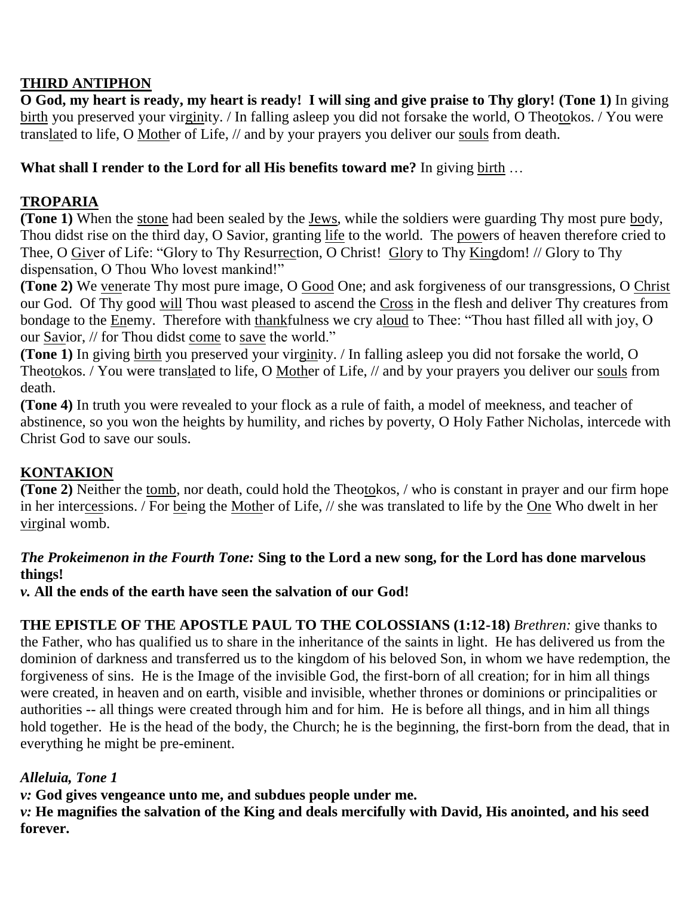## THIRD ANTIPHON

**O God, my heart is ready, my heart is ready! I will sing and give praise to Thy glory! (Tone 1)** In giving birth you preserved your virginity. / In falling asleep you did not forsake the world, O Theotokos. / You were translated to life, O Mother of Life, // and by your prayers you deliver our souls from death.

**What shall I render to the Lord for all His benefits toward me?** In giving birth …

## TROPARIA

**(Tone 1)** When the stone had been sealed by the Jews, while the soldiers were guarding Thy most pure body, Thou didst rise on the third day, O Savior, granting life to the world. The powers of heaven therefore cried to Thee, O Giver of Life: "Glory to Thy Resurrection, O Christ! Glory to Thy Kingdom! // Glory to Thy dispensation, O Thou Who lovest mankind!"

**(Tone 2)** We venerate Thy most pure image, O Good One; and ask forgiveness of our transgressions, O Christ our God. Of Thy good will Thou wast pleased to ascend the Cross in the flesh and deliver Thy creatures from bondage to the Enemy. Therefore with thankfulness we cry aloud to Thee: "Thou hast filled all with joy, O our Savior, // for Thou didst come to save the world."

**(Tone 1)** In giving birth you preserved your virginity. / In falling asleep you did not forsake the world, O Theotokos. / You were translated to life, O Mother of Life, // and by your prayers you deliver our souls from death.

**(Tone 4)** In truth you were revealed to your flock as a rule of faith, a model of meekness, and teacher of abstinence, so you won the heights by humility, and riches by poverty, O Holy Father Nicholas, intercede with Christ God to save our souls.

## KONTAKION

**(Tone 2)** Neither the tomb, nor death, could hold the Theotokos, / who is constant in prayer and our firm hope in her intercessions. / For being the Mother of Life, // she was translated to life by the One Who dwelt in her virginal womb.

***The Prokeimenon in the Fourth Tone:* Sing to the Lord a new song, for the Lord has done marvelous things!**

***v.* All the ends of the earth have seen the salvation of our God!**

**THE EPISTLE OF THE APOSTLE PAUL TO THE COLOSSIANS (1:12-18)** *Brethren:* give thanks to the Father, who has qualified us to share in the inheritance of the saints in light. He has delivered us from the dominion of darkness and transferred us to the kingdom of his beloved Son, in whom we have redemption, the forgiveness of sins. He is the Image of the invisible God, the first-born of all creation; for in him all things were created, in heaven and on earth, visible and invisible, whether thrones or dominions or principalities or authorities -- all things were created through him and for him. He is before all things, and in him all things hold together. He is the head of the body, the Church; he is the beginning, the first-born from the dead, that in everything he might be pre-eminent.

***Alleluia, Tone 1***

***v:* God gives vengeance unto me, and subdues people under me.**

***v:* He magnifies the salvation of the King and deals mercifully with David, His anointed, and his seed forever.**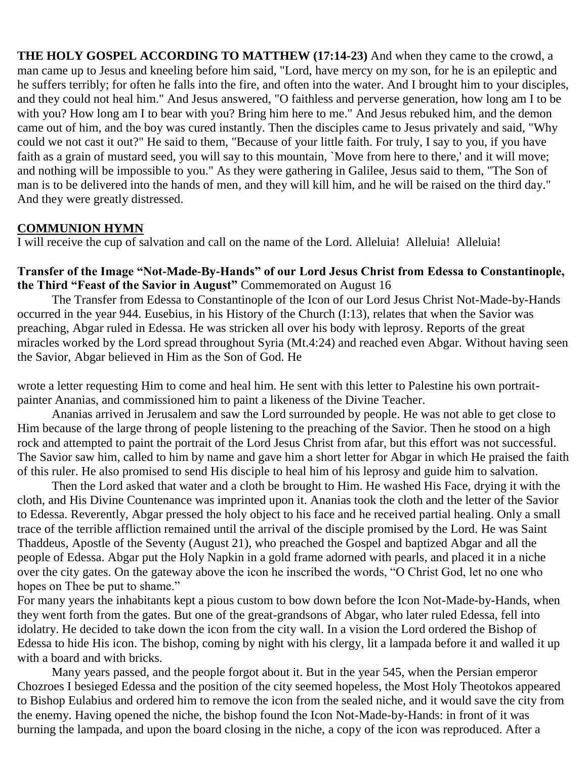**THE HOLY GOSPEL ACCORDING TO MATTHEW (17:14-23)** And when they came to the crowd, a man came up to Jesus and kneeling before him said, "Lord, have mercy on my son, for he is an epileptic and he suffers terribly; for often he falls into the fire, and often into the water. And I brought him to your disciples, and they could not heal him." And Jesus answered, "O faithless and perverse generation, how long am I to be with you? How long am I to bear with you? Bring him here to me." And Jesus rebuked him, and the demon came out of him, and the boy was cured instantly. Then the disciples came to Jesus privately and said, "Why could we not cast it out?" He said to them, "Because of your little faith. For truly, I say to you, if you have faith as a grain of mustard seed, you will say to this mountain, `Move from here to there,' and it will move; and nothing will be impossible to you." As they were gathering in Galilee, Jesus said to them, "The Son of man is to be delivered into the hands of men, and they will kill him, and he will be raised on the third day." And they were greatly distressed.

**COMMUNION HYMN**

I will receive the cup of salvation and call on the name of the Lord. Alleluia! Alleluia! Alleluia!

**Transfer of the Image "Not-Made-By-Hands" of our Lord Jesus Christ from Edessa to Constantinople, the Third "Feast of the Savior in August"** Commemorated on August 16

The Transfer from Edessa to Constantinople of the Icon of our Lord Jesus Christ Not-Made-by-Hands occurred in the year 944. Eusebius, in his History of the Church (I:13), relates that when the Savior was preaching, Abgar ruled in Edessa. He was stricken all over his body with leprosy. Reports of the great miracles worked by the Lord spread throughout Syria (Mt.4:24) and reached even Abgar. Without having seen the Savior, Abgar believed in Him as the Son of God. He wrote a letter requesting Him to come and heal him. He sent with this letter to Palestine his own portrait-painter Ananias, and commissioned him to paint a likeness of the Divine Teacher.

Ananias arrived in Jerusalem and saw the Lord surrounded by people. He was not able to get close to Him because of the large throng of people listening to the preaching of the Savior. Then he stood on a high rock and attempted to paint the portrait of the Lord Jesus Christ from afar, but this effort was not successful. The Savior saw him, called to him by name and gave him a short letter for Abgar in which He praised the faith of this ruler. He also promised to send His disciple to heal him of his leprosy and guide him to salvation.

Then the Lord asked that water and a cloth be brought to Him. He washed His Face, drying it with the cloth, and His Divine Countenance was imprinted upon it. Ananias took the cloth and the letter of the Savior to Edessa. Reverently, Abgar pressed the holy object to his face and he received partial healing. Only a small trace of the terrible affliction remained until the arrival of the disciple promised by the Lord. He was Saint Thaddeus, Apostle of the Seventy (August 21), who preached the Gospel and baptized Abgar and all the people of Edessa. Abgar put the Holy Napkin in a gold frame adorned with pearls, and placed it in a niche over the city gates. On the gateway above the icon he inscribed the words, "O Christ God, let no one who hopes on Thee be put to shame."

For many years the inhabitants kept a pious custom to bow down before the Icon Not-Made-by-Hands, when they went forth from the gates. But one of the great-grandsons of Abgar, who later ruled Edessa, fell into idolatry. He decided to take down the icon from the city wall. In a vision the Lord ordered the Bishop of Edessa to hide His icon. The bishop, coming by night with his clergy, lit a lampada before it and walled it up with a board and with bricks.

Many years passed, and the people forgot about it. But in the year 545, when the Persian emperor Chozroes I besieged Edessa and the position of the city seemed hopeless, the Most Holy Theotokos appeared to Bishop Eulabius and ordered him to remove the icon from the sealed niche, and it would save the city from the enemy. Having opened the niche, the bishop found the Icon Not-Made-by-Hands: in front of it was burning the lampada, and upon the board closing in the niche, a copy of the icon was reproduced. After a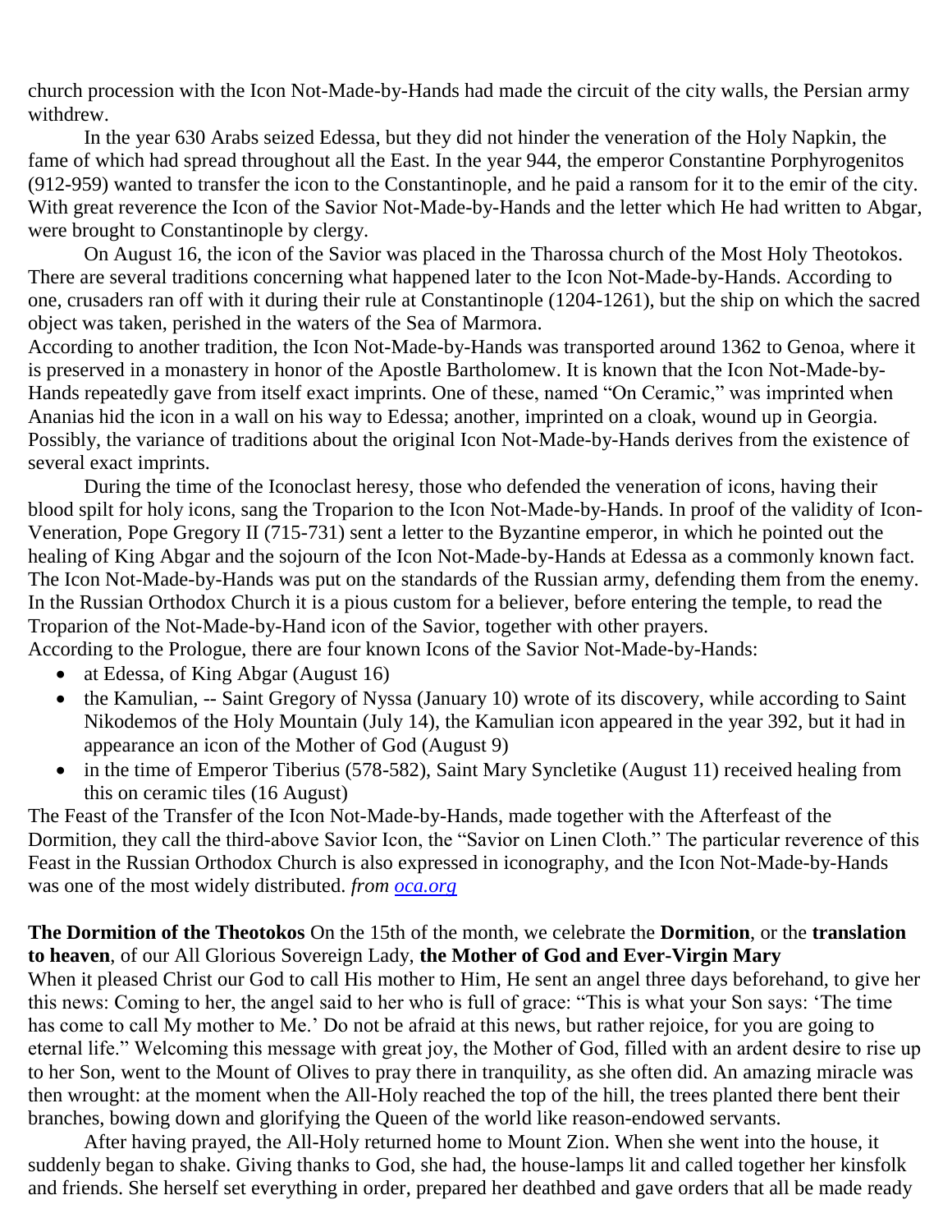church procession with the Icon Not-Made-by-Hands had made the circuit of the city walls, the Persian army withdrew.

In the year 630 Arabs seized Edessa, but they did not hinder the veneration of the Holy Napkin, the fame of which had spread throughout all the East. In the year 944, the emperor Constantine Porphyrogenitos (912-959) wanted to transfer the icon to the Constantinople, and he paid a ransom for it to the emir of the city. With great reverence the Icon of the Savior Not-Made-by-Hands and the letter which He had written to Abgar, were brought to Constantinople by clergy.

On August 16, the icon of the Savior was placed in the Tharossa church of the Most Holy Theotokos. There are several traditions concerning what happened later to the Icon Not-Made-by-Hands. According to one, crusaders ran off with it during their rule at Constantinople (1204-1261), but the ship on which the sacred object was taken, perished in the waters of the Sea of Marmora.

According to another tradition, the Icon Not-Made-by-Hands was transported around 1362 to Genoa, where it is preserved in a monastery in honor of the Apostle Bartholomew. It is known that the Icon Not-Made-by-Hands repeatedly gave from itself exact imprints. One of these, named "On Ceramic," was imprinted when Ananias hid the icon in a wall on his way to Edessa; another, imprinted on a cloak, wound up in Georgia. Possibly, the variance of traditions about the original Icon Not-Made-by-Hands derives from the existence of several exact imprints.

During the time of the Iconoclast heresy, those who defended the veneration of icons, having their blood spilt for holy icons, sang the Troparion to the Icon Not-Made-by-Hands. In proof of the validity of Icon-Veneration, Pope Gregory II (715-731) sent a letter to the Byzantine emperor, in which he pointed out the healing of King Abgar and the sojourn of the Icon Not-Made-by-Hands at Edessa as a commonly known fact. The Icon Not-Made-by-Hands was put on the standards of the Russian army, defending them from the enemy. In the Russian Orthodox Church it is a pious custom for a believer, before entering the temple, to read the Troparion of the Not-Made-by-Hand icon of the Savior, together with other prayers.

According to the Prologue, there are four known Icons of the Savior Not-Made-by-Hands:

- at Edessa, of King Abgar (August 16)
- the Kamulian, -- Saint Gregory of Nyssa (January 10) wrote of its discovery, while according to Saint Nikodemos of the Holy Mountain (July 14), the Kamulian icon appeared in the year 392, but it had in appearance an icon of the Mother of God (August 9)
- in the time of Emperor Tiberius (578-582), Saint Mary Syncletike (August 11) received healing from this on ceramic tiles (16 August)

The Feast of the Transfer of the Icon Not-Made-by-Hands, made together with the Afterfeast of the Dormition, they call the third-above Savior Icon, the "Savior on Linen Cloth." The particular reverence of this Feast in the Russian Orthodox Church is also expressed in iconography, and the Icon Not-Made-by-Hands was one of the most widely distributed. *from [oca.org](oca.org)*

**The Dormition of the Theotokos** On the 15th of the month, we celebrate the **Dormition**, or the **translation to heaven**, of our All Glorious Sovereign Lady, **the Mother of God and Ever-Virgin Mary**

When it pleased Christ our God to call His mother to Him, He sent an angel three days beforehand, to give her this news: Coming to her, the angel said to her who is full of grace: "This is what your Son says: 'The time has come to call My mother to Me.' Do not be afraid at this news, but rather rejoice, for you are going to eternal life." Welcoming this message with great joy, the Mother of God, filled with an ardent desire to rise up to her Son, went to the Mount of Olives to pray there in tranquility, as she often did. An amazing miracle was then wrought: at the moment when the All-Holy reached the top of the hill, the trees planted there bent their branches, bowing down and glorifying the Queen of the world like reason-endowed servants.

After having prayed, the All-Holy returned home to Mount Zion. When she went into the house, it suddenly began to shake. Giving thanks to God, she had, the house-lamps lit and called together her kinsfolk and friends. She herself set everything in order, prepared her deathbed and gave orders that all be made ready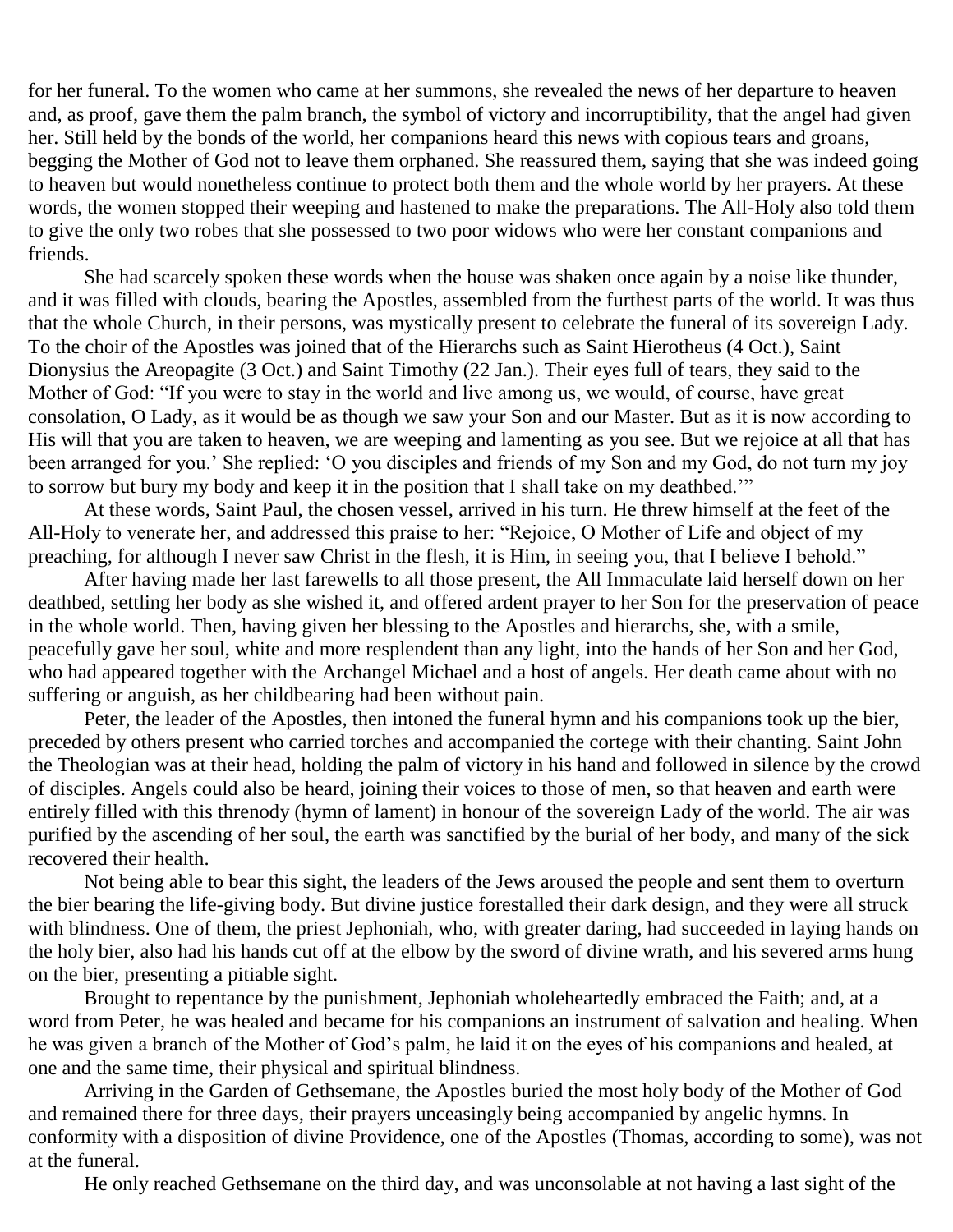for her funeral. To the women who came at her summons, she revealed the news of her departure to heaven and, as proof, gave them the palm branch, the symbol of victory and incorruptibility, that the angel had given her. Still held by the bonds of the world, her companions heard this news with copious tears and groans, begging the Mother of God not to leave them orphaned. She reassured them, saying that she was indeed going to heaven but would nonetheless continue to protect both them and the whole world by her prayers. At these words, the women stopped their weeping and hastened to make the preparations. The All-Holy also told them to give the only two robes that she possessed to two poor widows who were her constant companions and friends.

She had scarcely spoken these words when the house was shaken once again by a noise like thunder, and it was filled with clouds, bearing the Apostles, assembled from the furthest parts of the world. It was thus that the whole Church, in their persons, was mystically present to celebrate the funeral of its sovereign Lady. To the choir of the Apostles was joined that of the Hierarchs such as Saint Hierotheus (4 Oct.), Saint Dionysius the Areopagite (3 Oct.) and Saint Timothy (22 Jan.). Their eyes full of tears, they said to the Mother of God: "If you were to stay in the world and live among us, we would, of course, have great consolation, O Lady, as it would be as though we saw your Son and our Master. But as it is now according to His will that you are taken to heaven, we are weeping and lamenting as you see. But we rejoice at all that has been arranged for you.' She replied: 'O you disciples and friends of my Son and my God, do not turn my joy to sorrow but bury my body and keep it in the position that I shall take on my deathbed.'"

At these words, Saint Paul, the chosen vessel, arrived in his turn. He threw himself at the feet of the All-Holy to venerate her, and addressed this praise to her: "Rejoice, O Mother of Life and object of my preaching, for although I never saw Christ in the flesh, it is Him, in seeing you, that I believe I behold."

After having made her last farewells to all those present, the All Immaculate laid herself down on her deathbed, settling her body as she wished it, and offered ardent prayer to her Son for the preservation of peace in the whole world. Then, having given her blessing to the Apostles and hierarchs, she, with a smile, peacefully gave her soul, white and more resplendent than any light, into the hands of her Son and her God, who had appeared together with the Archangel Michael and a host of angels. Her death came about with no suffering or anguish, as her childbearing had been without pain.

Peter, the leader of the Apostles, then intoned the funeral hymn and his companions took up the bier, preceded by others present who carried torches and accompanied the cortege with their chanting. Saint John the Theologian was at their head, holding the palm of victory in his hand and followed in silence by the crowd of disciples. Angels could also be heard, joining their voices to those of men, so that heaven and earth were entirely filled with this threnody (hymn of lament) in honour of the sovereign Lady of the world. The air was purified by the ascending of her soul, the earth was sanctified by the burial of her body, and many of the sick recovered their health.

Not being able to bear this sight, the leaders of the Jews aroused the people and sent them to overturn the bier bearing the life-giving body. But divine justice forestalled their dark design, and they were all struck with blindness. One of them, the priest Jephoniah, who, with greater daring, had succeeded in laying hands on the holy bier, also had his hands cut off at the elbow by the sword of divine wrath, and his severed arms hung on the bier, presenting a pitiable sight.

Brought to repentance by the punishment, Jephoniah wholeheartedly embraced the Faith; and, at a word from Peter, he was healed and became for his companions an instrument of salvation and healing. When he was given a branch of the Mother of God's palm, he laid it on the eyes of his companions and healed, at one and the same time, their physical and spiritual blindness.

Arriving in the Garden of Gethsemane, the Apostles buried the most holy body of the Mother of God and remained there for three days, their prayers unceasingly being accompanied by angelic hymns. In conformity with a disposition of divine Providence, one of the Apostles (Thomas, according to some), was not at the funeral.

He only reached Gethsemane on the third day, and was unconsolable at not having a last sight of the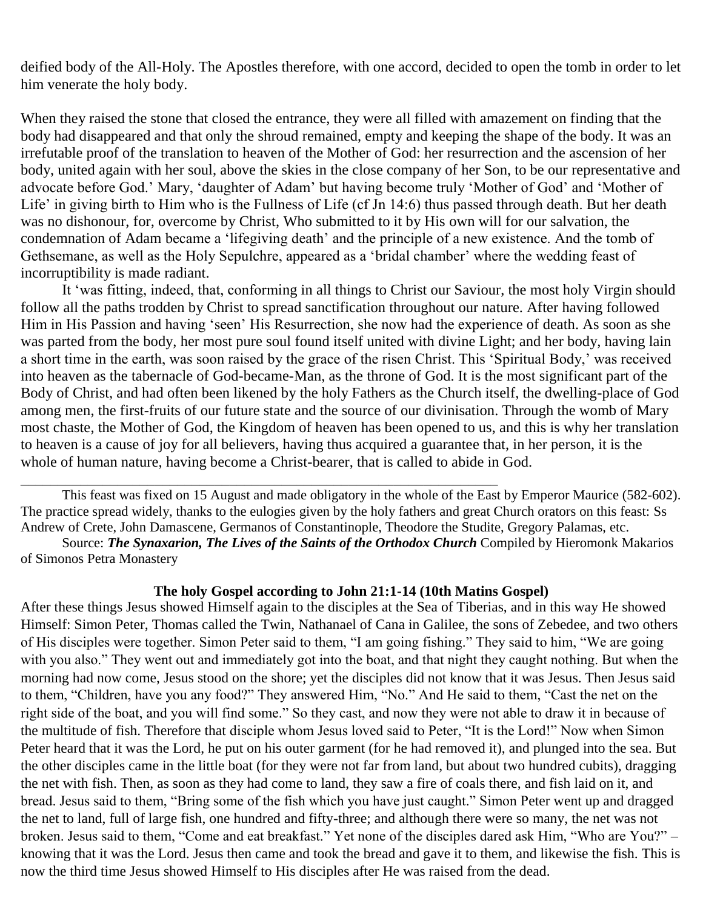deified body of the All-Holy. The Apostles therefore, with one accord, decided to open the tomb in order to let him venerate the holy body.

When they raised the stone that closed the entrance, they were all filled with amazement on finding that the body had disappeared and that only the shroud remained, empty and keeping the shape of the body. It was an irrefutable proof of the translation to heaven of the Mother of God: her resurrection and the ascension of her body, united again with her soul, above the skies in the close company of her Son, to be our representative and advocate before God.' Mary, 'daughter of Adam' but having become truly 'Mother of God' and 'Mother of Life' in giving birth to Him who is the Fullness of Life (cf Jn 14:6) thus passed through death. But her death was no dishonour, for, overcome by Christ, Who submitted to it by His own will for our salvation, the condemnation of Adam became a 'lifegiving death' and the principle of a new existence. And the tomb of Gethsemane, as well as the Holy Sepulchre, appeared as a 'bridal chamber' where the wedding feast of incorruptibility is made radiant.

It 'was fitting, indeed, that, conforming in all things to Christ our Saviour, the most holy Virgin should follow all the paths trodden by Christ to spread sanctification throughout our nature. After having followed Him in His Passion and having 'seen' His Resurrection, she now had the experience of death. As soon as she was parted from the body, her most pure soul found itself united with divine Light; and her body, having lain a short time in the earth, was soon raised by the grace of the risen Christ. This 'Spiritual Body,' was received into heaven as the tabernacle of God-became-Man, as the throne of God. It is the most significant part of the Body of Christ, and had often been likened by the holy Fathers as the Church itself, the dwelling-place of God among men, the first-fruits of our future state and the source of our divinisation. Through the womb of Mary most chaste, the Mother of God, the Kingdom of heaven has been opened to us, and this is why her translation to heaven is a cause of joy for all believers, having thus acquired a guarantee that, in her person, it is the whole of human nature, having become a Christ-bearer, that is called to abide in God.

---

This feast was fixed on 15 August and made obligatory in the whole of the East by Emperor Maurice (582-602). The practice spread widely, thanks to the eulogies given by the holy fathers and great Church orators on this feast: Ss Andrew of Crete, John Damascene, Germanos of Constantinople, Theodore the Studite, Gregory Palamas, etc.

Source: ***The Synaxarion, The Lives of the Saints of the Orthodox Church*** Compiled by Hieromonk Makarios of Simonos Petra Monastery

**The holy Gospel according to John 21:1-14 (10th Matins Gospel)**

After these things Jesus showed Himself again to the disciples at the Sea of Tiberias, and in this way He showed Himself: Simon Peter, Thomas called the Twin, Nathanael of Cana in Galilee, the sons of Zebedee, and two others of His disciples were together. Simon Peter said to them, "I am going fishing." They said to him, "We are going with you also." They went out and immediately got into the boat, and that night they caught nothing. But when the morning had now come, Jesus stood on the shore; yet the disciples did not know that it was Jesus. Then Jesus said to them, "Children, have you any food?" They answered Him, "No." And He said to them, "Cast the net on the right side of the boat, and you will find some." So they cast, and now they were not able to draw it in because of the multitude of fish. Therefore that disciple whom Jesus loved said to Peter, "It is the Lord!" Now when Simon Peter heard that it was the Lord, he put on his outer garment (for he had removed it), and plunged into the sea. But the other disciples came in the little boat (for they were not far from land, but about two hundred cubits), dragging the net with fish. Then, as soon as they had come to land, they saw a fire of coals there, and fish laid on it, and bread. Jesus said to them, "Bring some of the fish which you have just caught." Simon Peter went up and dragged the net to land, full of large fish, one hundred and fifty-three; and although there were so many, the net was not broken. Jesus said to them, "Come and eat breakfast." Yet none of the disciples dared ask Him, "Who are You?" – knowing that it was the Lord. Jesus then came and took the bread and gave it to them, and likewise the fish. This is now the third time Jesus showed Himself to His disciples after He was raised from the dead.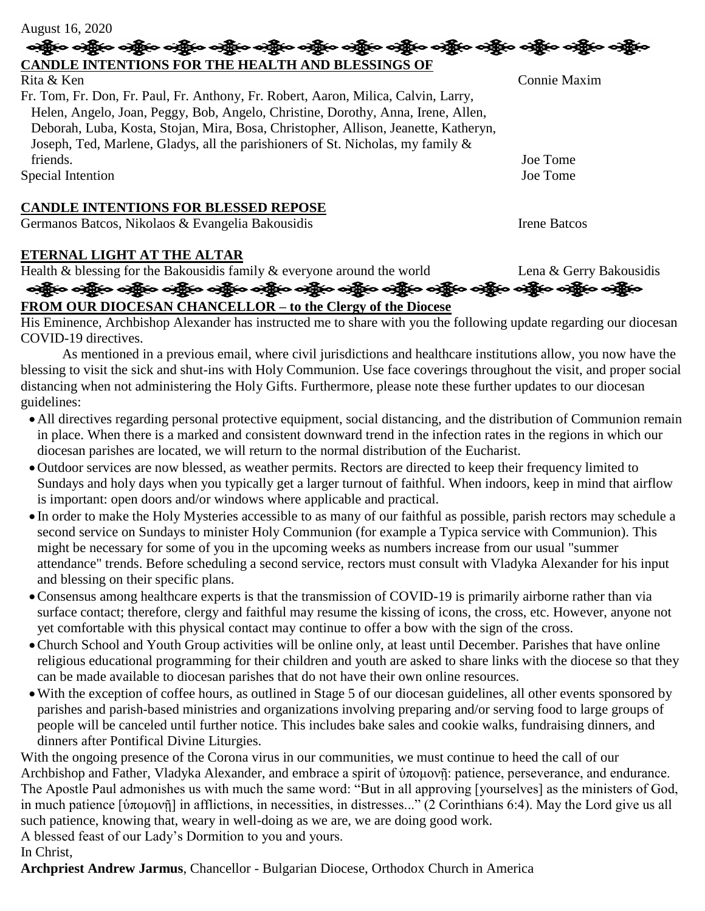August 16, 2020

## CANDLE INTENTIONS FOR THE HEALTH AND BLESSINGS OF

Rita & Ken — Connie Maxim

Fr. Tom, Fr. Don, Fr. Paul, Fr. Anthony, Fr. Robert, Aaron, Milica, Calvin, Larry, Helen, Angelo, Joan, Peggy, Bob, Angelo, Christine, Dorothy, Anna, Irene, Allen, Deborah, Luba, Kosta, Stojan, Mira, Bosa, Christopher, Allison, Jeanette, Katheryn, Joseph, Ted, Marlene, Gladys, all the parishioners of St. Nicholas, my family & friends. — Joe Tome

Special Intention — Joe Tome

## CANDLE INTENTIONS FOR BLESSED REPOSE

Germanos Batcos, Nikolaos & Evangelia Bakousidis — Irene Batcos

## ETERNAL LIGHT AT THE ALTAR

Health & blessing for the Bakousidis family & everyone around the world — Lena & Gerry Bakousidis

## FROM OUR DIOCESAN CHANCELLOR – to the Clergy of the Diocese

His Eminence, Archbishop Alexander has instructed me to share with you the following update regarding our diocesan COVID-19 directives.

As mentioned in a previous email, where civil jurisdictions and healthcare institutions allow, you now have the blessing to visit the sick and shut-ins with Holy Communion. Use face coverings throughout the visit, and proper social distancing when not administering the Holy Gifts. Furthermore, please note these further updates to our diocesan guidelines:

- All directives regarding personal protective equipment, social distancing, and the distribution of Communion remain in place. When there is a marked and consistent downward trend in the infection rates in the regions in which our diocesan parishes are located, we will return to the normal distribution of the Eucharist.
- Outdoor services are now blessed, as weather permits. Rectors are directed to keep their frequency limited to Sundays and holy days when you typically get a larger turnout of faithful. When indoors, keep in mind that airflow is important: open doors and/or windows where applicable and practical.
- In order to make the Holy Mysteries accessible to as many of our faithful as possible, parish rectors may schedule a second service on Sundays to minister Holy Communion (for example a Typica service with Communion). This might be necessary for some of you in the upcoming weeks as numbers increase from our usual "summer attendance" trends. Before scheduling a second service, rectors must consult with Vladyka Alexander for his input and blessing on their specific plans.
- Consensus among healthcare experts is that the transmission of COVID-19 is primarily airborne rather than via surface contact; therefore, clergy and faithful may resume the kissing of icons, the cross, etc. However, anyone not yet comfortable with this physical contact may continue to offer a bow with the sign of the cross.
- Church School and Youth Group activities will be online only, at least until December. Parishes that have online religious educational programming for their children and youth are asked to share links with the diocese so that they can be made available to diocesan parishes that do not have their own online resources.
- With the exception of coffee hours, as outlined in Stage 5 of our diocesan guidelines, all other events sponsored by parishes and parish-based ministries and organizations involving preparing and/or serving food to large groups of people will be canceled until further notice. This includes bake sales and cookie walks, fundraising dinners, and dinners after Pontifical Divine Liturgies.

With the ongoing presence of the Corona virus in our communities, we must continue to heed the call of our Archbishop and Father, Vladyka Alexander, and embrace a spirit of ὑπομονῇ: patience, perseverance, and endurance. The Apostle Paul admonishes us with much the same word: "But in all approving [yourselves] as the ministers of God, in much patience [ὑπομονῇ] in afflictions, in necessities, in distresses..." (2 Corinthians 6:4). May the Lord give us all such patience, knowing that, weary in well-doing as we are, we are doing good work.

A blessed feast of our Lady's Dormition to you and yours.

In Christ,

**Archpriest Andrew Jarmus**, Chancellor - Bulgarian Diocese, Orthodox Church in America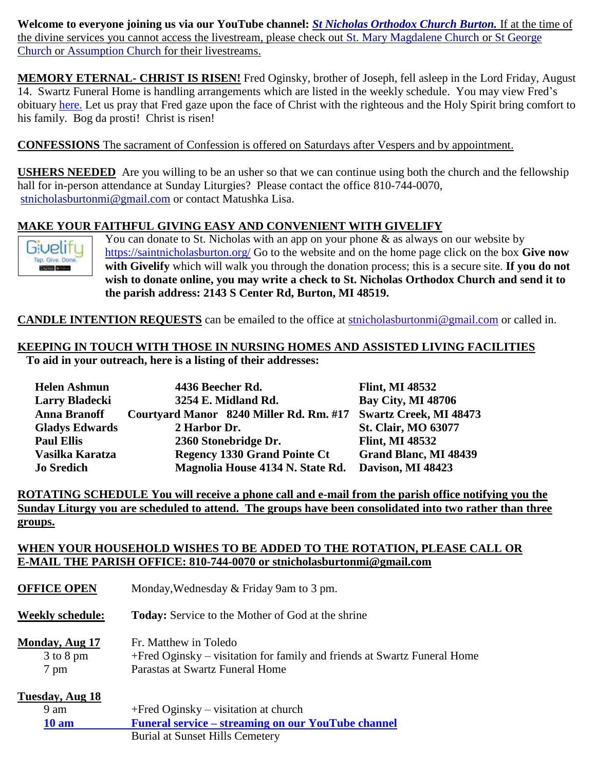**Welcome to everyone joining us via our YouTube channel:** ***St Nicholas Orthodox Church Burton.*** If at the time of the divine services you cannot access the livestream, please check out St. Mary Magdalene Church or St George Church or Assumption Church for their livestreams.

**MEMORY ETERNAL- CHRIST IS RISEN!** Fred Oginsky, brother of Joseph, fell asleep in the Lord Friday, August 14. Swartz Funeral Home is handling arrangements which are listed in the weekly schedule. You may view Fred's obituary here. Let us pray that Fred gaze upon the face of Christ with the righteous and the Holy Spirit bring comfort to his family. Bog da prosti! Christ is risen!

**CONFESSIONS** The sacrament of Confession is offered on Saturdays after Vespers and by appointment.

**USHERS NEEDED** Are you willing to be an usher so that we can continue using both the church and the fellowship hall for in-person attendance at Sunday Liturgies? Please contact the office 810-744-0070, stnicholasburtonmi@gmail.com or contact Matushka Lisa.

**MAKE YOUR FAITHFUL GIVING EASY AND CONVENIENT WITH GIVELIFY**

You can donate to St. Nicholas with an app on your phone & as always on our website by https://saintnicholasburton.org/ Go to the website and on the home page click on the box **Give now with Givelify** which will walk you through the donation process; this is a secure site. **If you do not wish to donate online, you may write a check to St. Nicholas Orthodox Church and send it to the parish address: 2143 S Center Rd, Burton, MI 48519.**

**CANDLE INTENTION REQUESTS** can be emailed to the office at stnicholasburtonmi@gmail.com or called in.

**KEEPING IN TOUCH WITH THOSE IN NURSING HOMES AND ASSISTED LIVING FACILITIES**
**To aid in your outreach, here is a listing of their addresses:**

| | | |
|---|---|---|
| **Helen Ashmun** | **4436 Beecher Rd.** | **Flint, MI 48532** |
| **Larry Bladecki** | **3254 E. Midland Rd.** | **Bay City, MI 48706** |
| **Anna Branoff** | **Courtyard Manor 8240 Miller Rd. Rm. #17** | **Swartz Creek, MI 48473** |
| **Gladys Edwards** | **2 Harbor Dr.** | **St. Clair, MO 63077** |
| **Paul Ellis** | **2360 Stonebridge Dr.** | **Flint, MI 48532** |
| **Vasilka Karatza** | **Regency 1330 Grand Pointe Ct** | **Grand Blanc, MI 48439** |
| **Jo Sredich** | **Magnolia House 4134 N. State Rd.** | **Davison, MI 48423** |

**ROTATING SCHEDULE You will receive a phone call and e-mail from the parish office notifying you the Sunday Liturgy you are scheduled to attend. The groups have been consolidated into two rather than three groups.**

**WHEN YOUR HOUSEHOLD WISHES TO BE ADDED TO THE ROTATION, PLEASE CALL OR E-MAIL THE PARISH OFFICE: 810-744-0070 or stnicholasburtonmi@gmail.com**

**OFFICE OPEN** Monday,Wednesday & Friday 9am to 3 pm.

**Weekly schedule:** **Today:** Service to the Mother of God at the shrine

**Monday, Aug 17** Fr. Matthew in Toledo
3 to 8 pm +Fred Oginsky – visitation for family and friends at Swartz Funeral Home
7 pm Parastas at Swartz Funeral Home

**Tuesday, Aug 18**
9 am +Fred Oginsky – visitation at church
**10 am Funeral service – streaming on our YouTube channel**
Burial at Sunset Hills Cemetery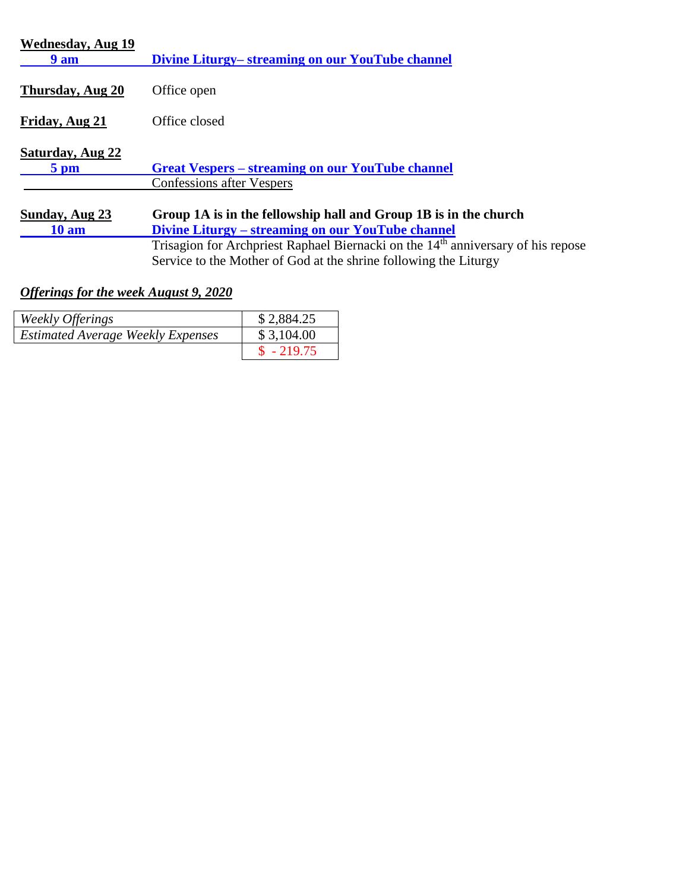**Wednesday, Aug 19**

**9 am** — **Divine Liturgy– streaming on our YouTube channel**

**Thursday, Aug 20** — Office open

**Friday, Aug 21** — Office closed

**Saturday, Aug 22**

**5 pm** — **Great Vespers – streaming on our YouTube channel**

Confessions after Vespers

**Sunday, Aug 23** — **Group 1A is in the fellowship hall and Group 1B is in the church**

**10 am** — **Divine Liturgy – streaming on our YouTube channel**

Trisagion for Archpriest Raphael Biernacki on the 14th anniversary of his repose

Service to the Mother of God at the shrine following the Liturgy

***Offerings for the week August 9, 2020***

| | |
|---|---|
| *Weekly Offerings* | $ 2,884.25 |
| *Estimated Average Weekly Expenses* | $ 3,104.00 |
| | $ - 219.75 |